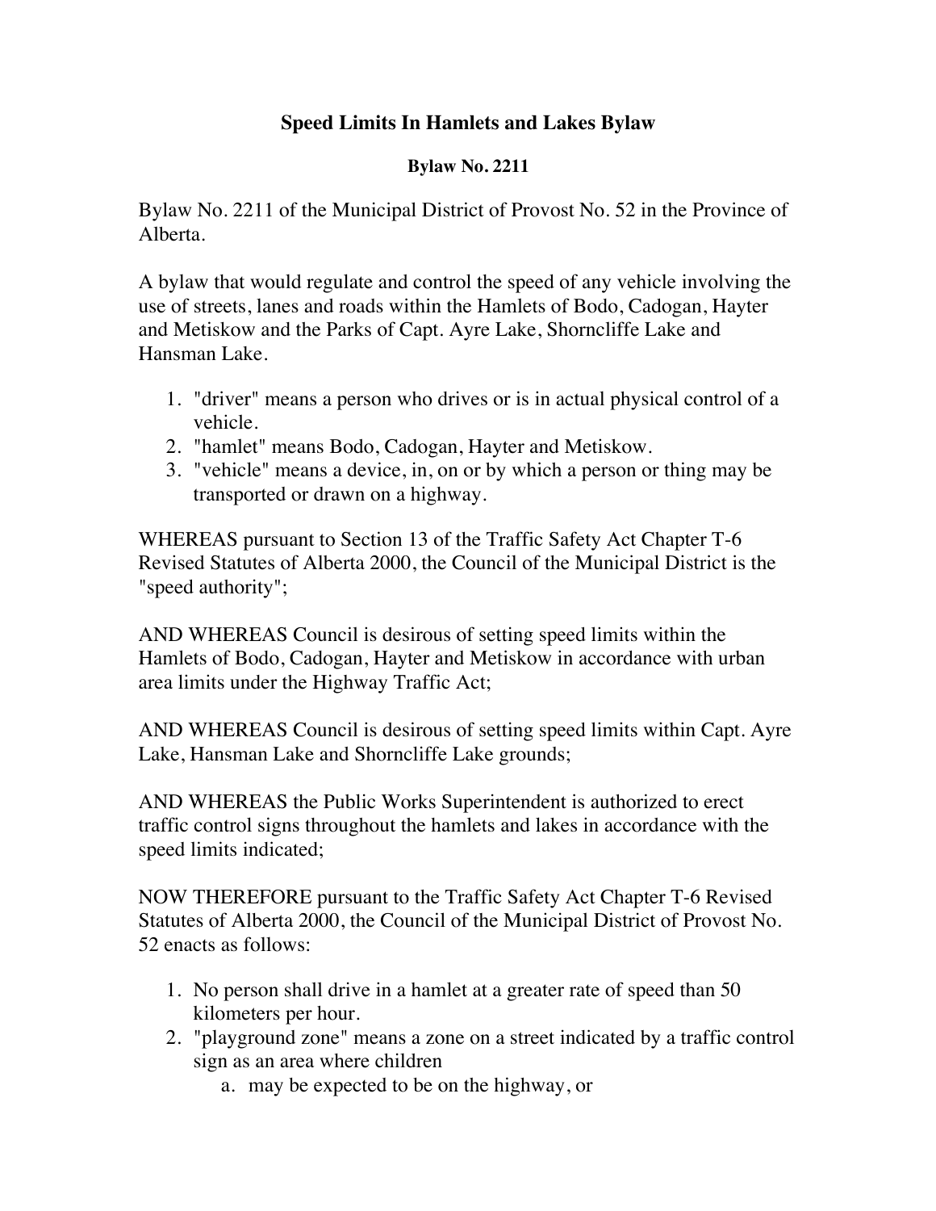# Speed Limits In Hamlets and Lakes Bylaw

## Bylaw No. 2211

Bylaw No. 2211 of the Municipal District of Provost No. 52 in the Province of Alberta.

A bylaw that would regulate and control the speed of any vehicle involving the use of streets, lanes and roads within the Hamlets of Bodo, Cadogan, Hayter and Metiskow and the Parks of Capt. Ayre Lake, Shorncliffe Lake and Hansman Lake.

1. "driver" means a person who drives or is in actual physical control of a vehicle.
2. "hamlet" means Bodo, Cadogan, Hayter and Metiskow.
3. "vehicle" means a device, in, on or by which a person or thing may be transported or drawn on a highway.

WHEREAS pursuant to Section 13 of the Traffic Safety Act Chapter T-6 Revised Statutes of Alberta 2000, the Council of the Municipal District is the "speed authority";

AND WHEREAS Council is desirous of setting speed limits within the Hamlets of Bodo, Cadogan, Hayter and Metiskow in accordance with urban area limits under the Highway Traffic Act;

AND WHEREAS Council is desirous of setting speed limits within Capt. Ayre Lake, Hansman Lake and Shorncliffe Lake grounds;

AND WHEREAS the Public Works Superintendent is authorized to erect traffic control signs throughout the hamlets and lakes in accordance with the speed limits indicated;

NOW THEREFORE pursuant to the Traffic Safety Act Chapter T-6 Revised Statutes of Alberta 2000, the Council of the Municipal District of Provost No. 52 enacts as follows:

1. No person shall drive in a hamlet at a greater rate of speed than 50 kilometers per hour.
2. "playground zone" means a zone on a street indicated by a traffic control sign as an area where children
   a. may be expected to be on the highway, or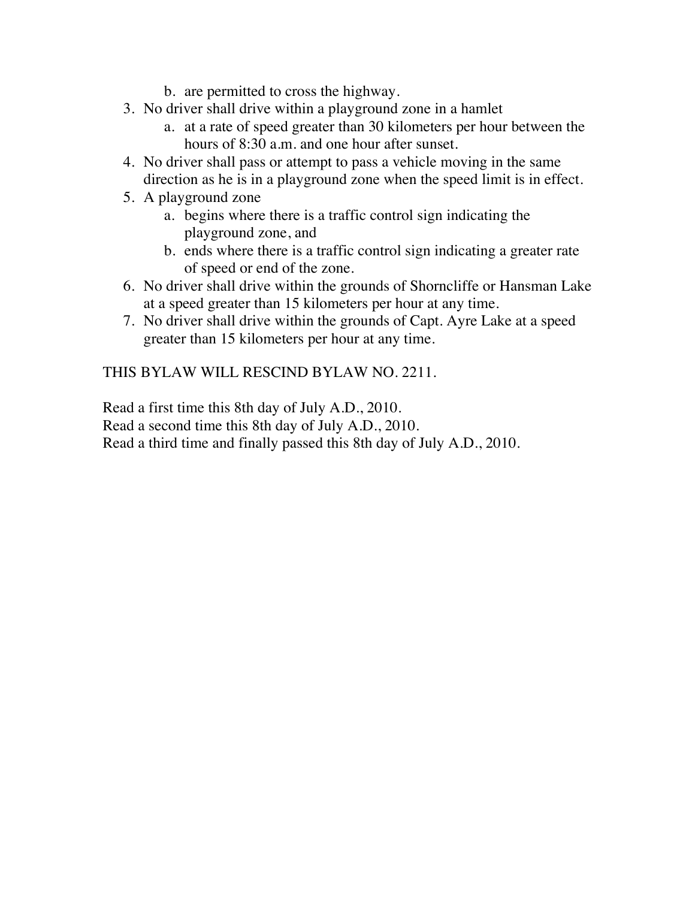b. are permitted to cross the highway.

3. No driver shall drive within a playground zone in a hamlet
    a. at a rate of speed greater than 30 kilometers per hour between the hours of 8:30 a.m. and one hour after sunset.
4. No driver shall pass or attempt to pass a vehicle moving in the same direction as he is in a playground zone when the speed limit is in effect.
5. A playground zone
    a. begins where there is a traffic control sign indicating the playground zone, and
    b. ends where there is a traffic control sign indicating a greater rate of speed or end of the zone.
6. No driver shall drive within the grounds of Shorncliffe or Hansman Lake at a speed greater than 15 kilometers per hour at any time.
7. No driver shall drive within the grounds of Capt. Ayre Lake at a speed greater than 15 kilometers per hour at any time.

THIS BYLAW WILL RESCIND BYLAW NO. 2211.

Read a first time this 8th day of July A.D., 2010.
Read a second time this 8th day of July A.D., 2010.
Read a third time and finally passed this 8th day of July A.D., 2010.